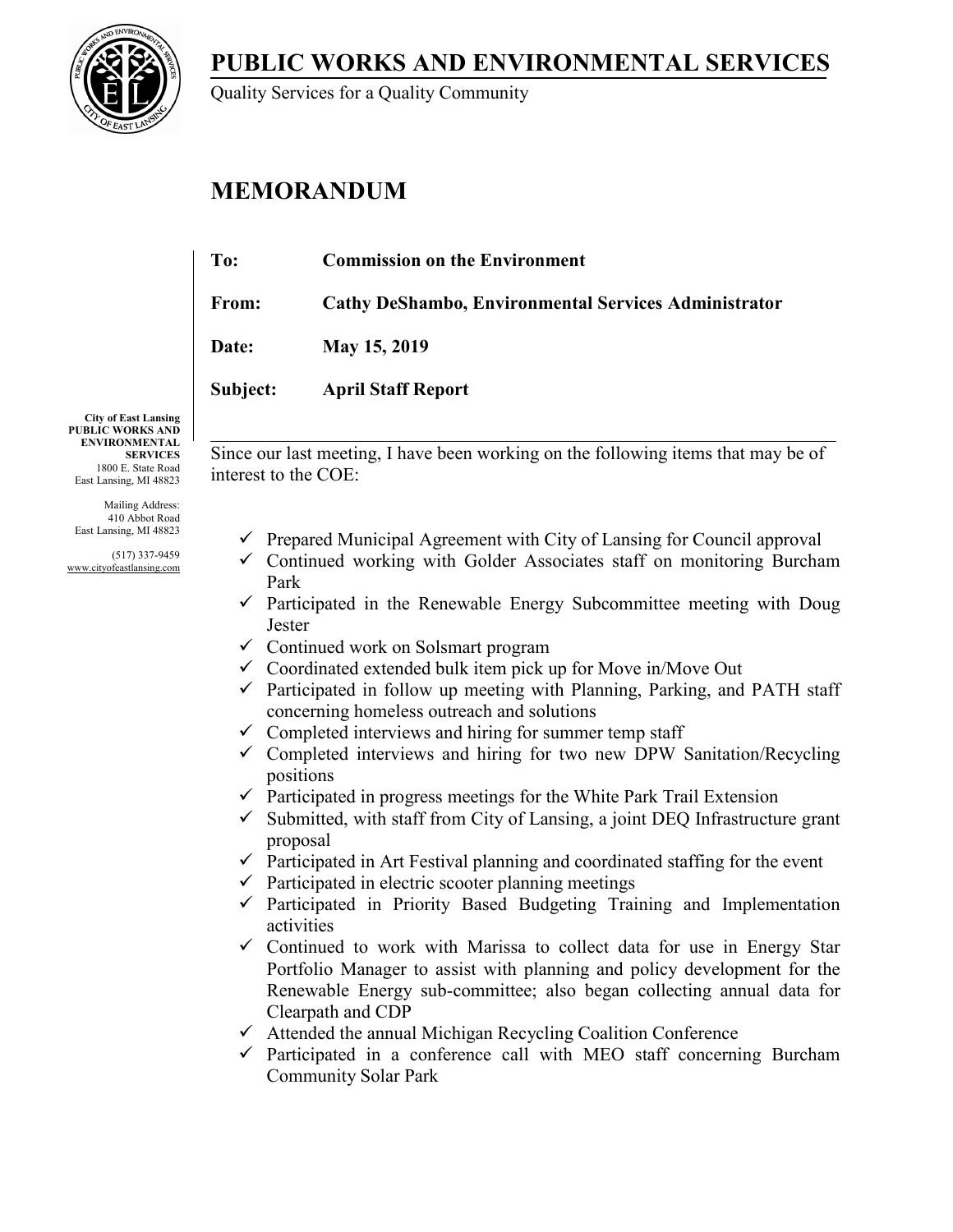# PUBLIC WORKS AND ENVIRONMENTAL SERVICES

Quality Services for a Quality Community

## MEMORANDUM

**To:** **Commission on the Environment**

**From:** **Cathy DeShambo, Environmental Services Administrator**

**Date:** **May 15, 2019**

**Subject:** **April Staff Report**

**City of East Lansing**
**PUBLIC WORKS AND ENVIRONMENTAL SERVICES**
1800 E. State Road
East Lansing, MI 48823

Mailing Address:
410 Abbot Road
East Lansing, MI 48823

(517) 337-9459
www.cityofeastlansing.com

---

Since our last meeting, I have been working on the following items that may be of interest to the COE:

- ✓ Prepared Municipal Agreement with City of Lansing for Council approval
- ✓ Continued working with Golder Associates staff on monitoring Burcham Park
- ✓ Participated in the Renewable Energy Subcommittee meeting with Doug Jester
- ✓ Continued work on Solsmart program
- ✓ Coordinated extended bulk item pick up for Move in/Move Out
- ✓ Participated in follow up meeting with Planning, Parking, and PATH staff concerning homeless outreach and solutions
- ✓ Completed interviews and hiring for summer temp staff
- ✓ Completed interviews and hiring for two new DPW Sanitation/Recycling positions
- ✓ Participated in progress meetings for the White Park Trail Extension
- ✓ Submitted, with staff from City of Lansing, a joint DEQ Infrastructure grant proposal
- ✓ Participated in Art Festival planning and coordinated staffing for the event
- ✓ Participated in electric scooter planning meetings
- ✓ Participated in Priority Based Budgeting Training and Implementation activities
- ✓ Continued to work with Marissa to collect data for use in Energy Star Portfolio Manager to assist with planning and policy development for the Renewable Energy sub-committee; also began collecting annual data for Clearpath and CDP
- ✓ Attended the annual Michigan Recycling Coalition Conference
- ✓ Participated in a conference call with MEO staff concerning Burcham Community Solar Park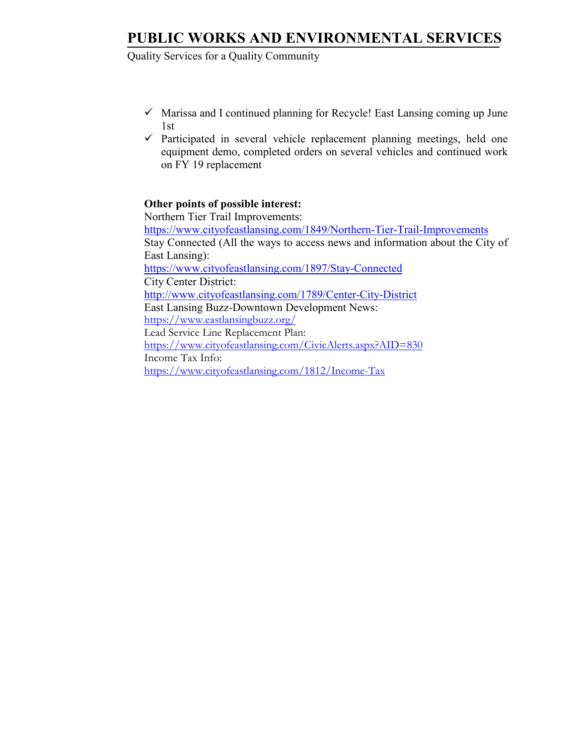- ✓ Marissa and I continued planning for Recycle! East Lansing coming up June 1st
- ✓ Participated in several vehicle replacement planning meetings, held one equipment demo, completed orders on several vehicles and continued work on FY 19 replacement

**Other points of possible interest:**

Northern Tier Trail Improvements:
https://www.cityofeastlansing.com/1849/Northern-Tier-Trail-Improvements

Stay Connected (All the ways to access news and information about the City of East Lansing):
https://www.cityofeastlansing.com/1897/Stay-Connected

City Center District:
http://www.cityofeastlansing.com/1789/Center-City-District

East Lansing Buzz-Downtown Development News:
https://www.eastlansingbuzz.org/

Lead Service Line Replacement Plan:
https://www.cityofeastlansing.com/CivicAlerts.aspx?AID=830

Income Tax Info:
https://www.cityofeastlansing.com/1812/Income-Tax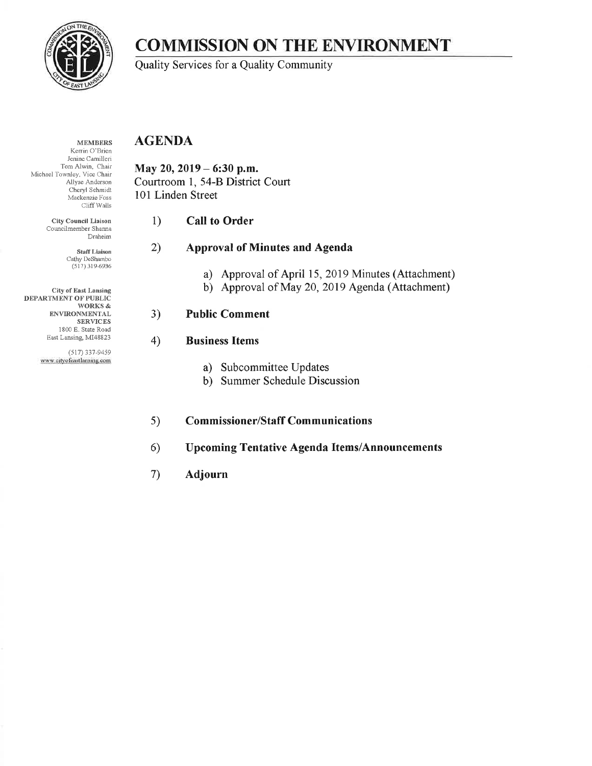// 
# COMMISSION ON THE ENVIRONMENT

Quality Services for a Quality Community

**MEMBERS**
Kerrin O'Brien
Jenine Camilleri
Tom Alwin, Chair
Michael Townley, Vice Chair
Allyse Anderson
Cheryl Schmidt
Mackenzie Foss
Cliff Walls

**City Council Liaison**
Councilmember Shanna Draheim

**Staff Liaison**
Cathy DeShambo
(517) 319-6936

**City of East Lansing**
**DEPARTMENT OF PUBLIC WORKS & ENVIRONMENTAL SERVICES**
1800 E. State Road
East Lansing, MI48823

(517) 337-9459
www.cityofeastlansing.com

## AGENDA

**May 20, 2019 – 6:30 p.m.**
Courtroom 1, 54-B District Court
101 Linden Street

1) **Call to Order**

2) **Approval of Minutes and Agenda**
   a) Approval of April 15, 2019 Minutes (Attachment)
   b) Approval of May 20, 2019 Agenda (Attachment)

3) **Public Comment**

4) **Business Items**
   a) Subcommittee Updates
   b) Summer Schedule Discussion

5) **Commissioner/Staff Communications**

6) **Upcoming Tentative Agenda Items/Announcements**

7) **Adjourn**